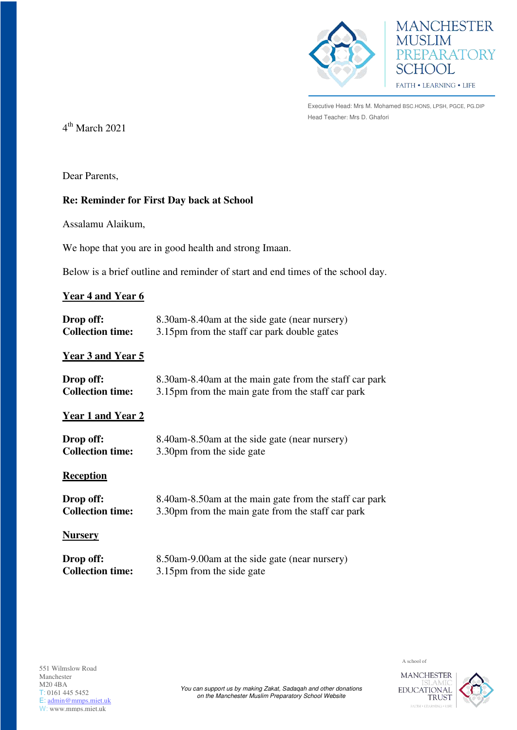MANCHESTER MUSLIM PREPARATORY SCHOOL

FAITH • LEARNING • LIFE

Executive Head: Mrs M. Mohamed BSC.HONS, LPSH, PGCE, PG.DIP

Head Teacher: Mrs D. Ghafori

4th March 2021

Dear Parents,

**Re: Reminder for First Day back at School**

Assalamu Alaikum,

We hope that you are in good health and strong Imaan.

Below is a brief outline and reminder of start and end times of the school day.

**Year 4 and Year 6**

**Drop off:** 8.30am-8.40am at the side gate (near nursery)
**Collection time:** 3.15pm from the staff car park double gates

**Year 3 and Year 5**

**Drop off:** 8.30am-8.40am at the main gate from the staff car park
**Collection time:** 3.15pm from the main gate from the staff car park

**Year 1 and Year 2**

**Drop off:** 8.40am-8.50am at the side gate (near nursery)
**Collection time:** 3.30pm from the side gate

**Reception**

**Drop off:** 8.40am-8.50am at the main gate from the staff car park
**Collection time:** 3.30pm from the main gate from the staff car park

**Nursery**

**Drop off:** 8.50am-9.00am at the side gate (near nursery)
**Collection time:** 3.15pm from the side gate

551 Wilmslow Road
Manchester
M20 4BA
T: 0161 445 5452
E: admin@mmps.miet.uk
W: www.mmps.miet.uk

*You can support us by making Zakat, Sadaqah and other donations on the Manchester Muslim Preparatory School Website*

A school of MANCHESTER ISLAMIC EDUCATIONAL TRUST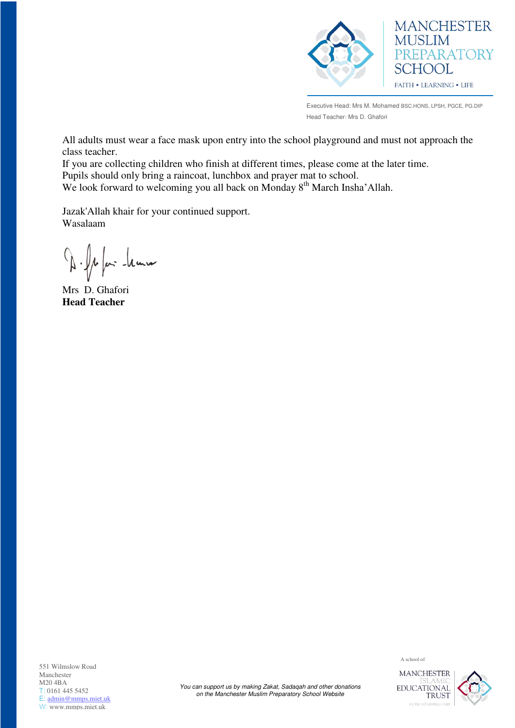MANCHESTER MUSLIM PREPARATORY SCHOOL

FAITH • LEARNING • LIFE

Executive Head: Mrs M. Mohamed BSC.HONS, LPSH, PGCE, PG.DIP

Head Teacher: Mrs D. Ghafori

All adults must wear a face mask upon entry into the school playground and must not approach the class teacher.
If you are collecting children who finish at different times, please come at the later time.
Pupils should only bring a raincoat, lunchbox and prayer mat to school.
We look forward to welcoming you all back on Monday 8th March Insha'Allah.

Jazak'Allah khair for your continued support.
Wasalaam

Mrs D. Ghafori
**Head Teacher**

551 Wilmslow Road
Manchester
M20 4BA
T: 0161 445 5452
E: admin@mmps.miet.uk
W: www.mmps.miet.uk

*You can support us by making Zakat, Sadaqah and other donations on the Manchester Muslim Preparatory School Website*

A school of

MANCHESTER ISLAMIC EDUCATIONAL TRUST

FAITH • LEARNING • LIFE